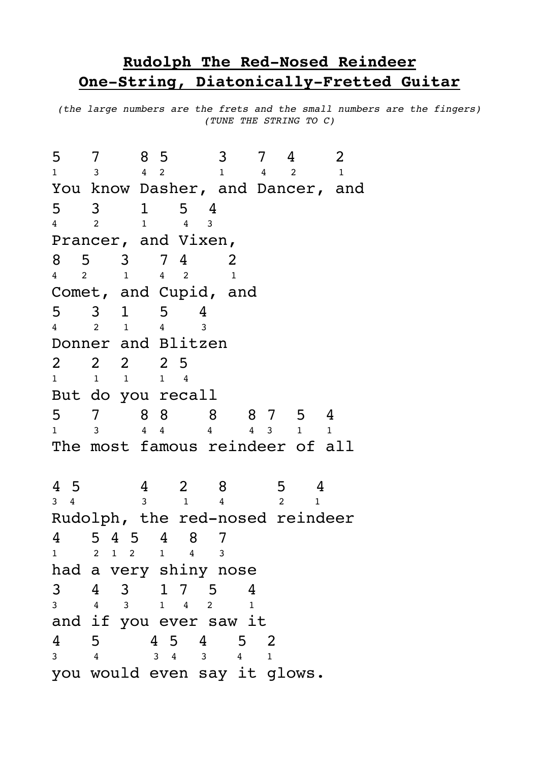# Rudolph The Red-Nosed Reindeer
# One-String, Diatonically-Fretted Guitar

*(the large numbers are the frets and the small numbers are the fingers)*
*(TUNE THE STRING TO C)*

```
5    7     8 5      3    7  4     2
1    3     4  2     1    4   2    1
You know Dasher, and Dancer, and
5    3     1    5  4
4    2     1    4  3
Prancer, and Vixen,
8   5    3    7 4    2
4   2    1    4  2   1
Comet, and Cupid, and
5    3   1    5    4
4    2   1    4    3
Donner and Blitzen
2    2   2    2 5
1    1   1    1  4
But do you recall
5    7     8 8     8    8 7   5   4
1    3     4 4     4    4 3   1   1
The most famous reindeer of all

4 5        4    2    8      5    4
3  4       3    1    4      2    1
Rudolph, the red-nosed reindeer
4    5 4 5   4   8   7
1    2  1  2  1   4   3
had a very shiny nose
3    4   3    1 7   5    4
3    4   3    1  4   2    1
and if you ever saw it
4    5      4 5  4    5  2
3    4      3  4  3    4  1
you would even say it glows.
```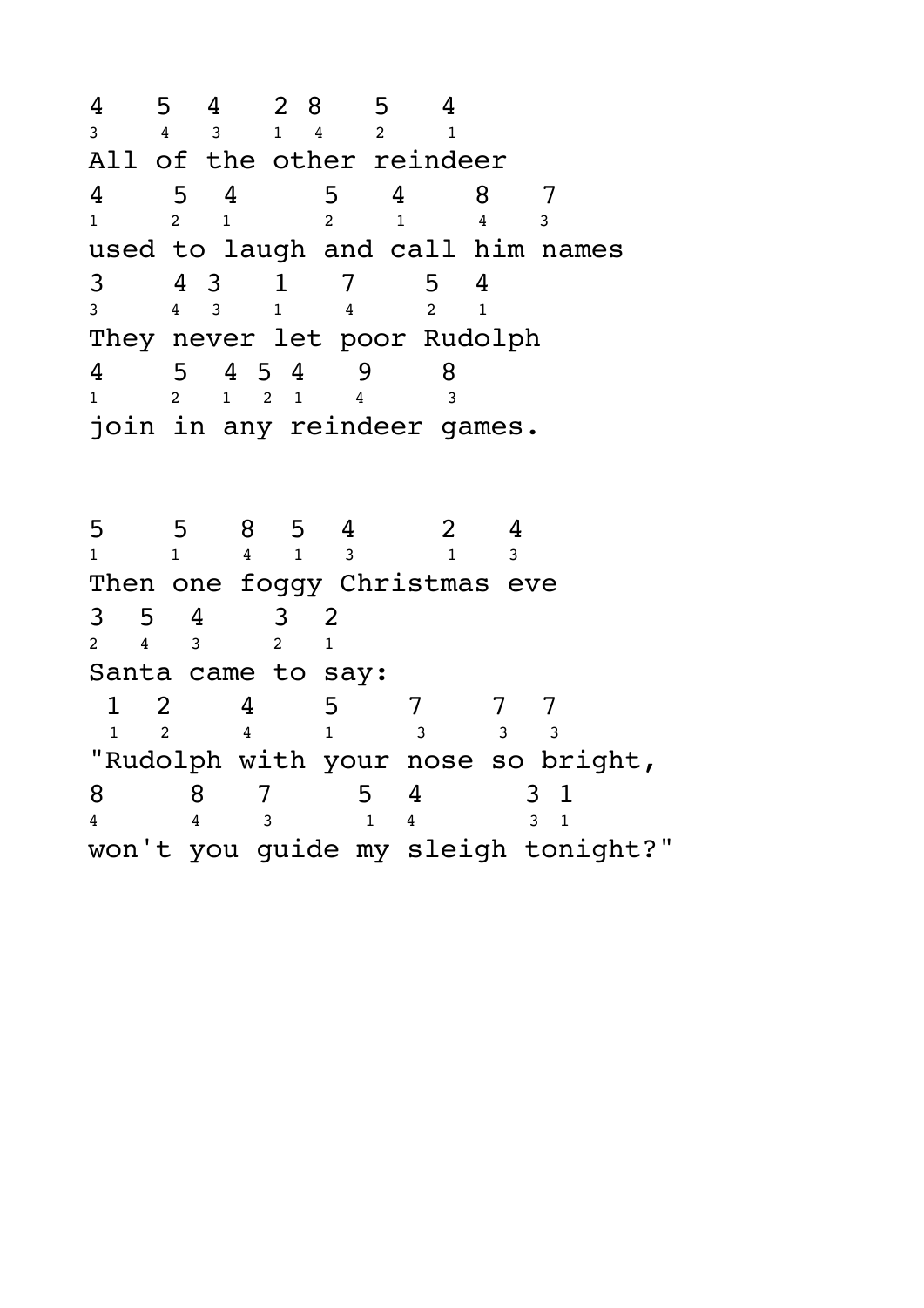```
4   5  4   2 8   5   4
3   4  3   1 4   2   1
All of the other reindeer
4    5  4     5   4    8   7
1    2  1     2   1    4   3
used to laugh and call him names
3    4 3   1    7    5  4
3    4 3   1    4    2  1
They never let poor Rudolph
4    5  4 5 4   9    8
1    2  1 2 1   4    3
join in any reindeer games.


5    5   8  5  4     2   4
1    1   4  1  3     1   3
Then one foggy Christmas eve
3  5  4    3  2
2  4  3    2  1
Santa came to say:
 1  2    4    5    7    7  7
 1  2    4    1    3    3  3
"Rudolph with your nose so bright,
8     8   7     5  4      3 1
4     4   3     1  4      3 1
won't you guide my sleigh tonight?"
```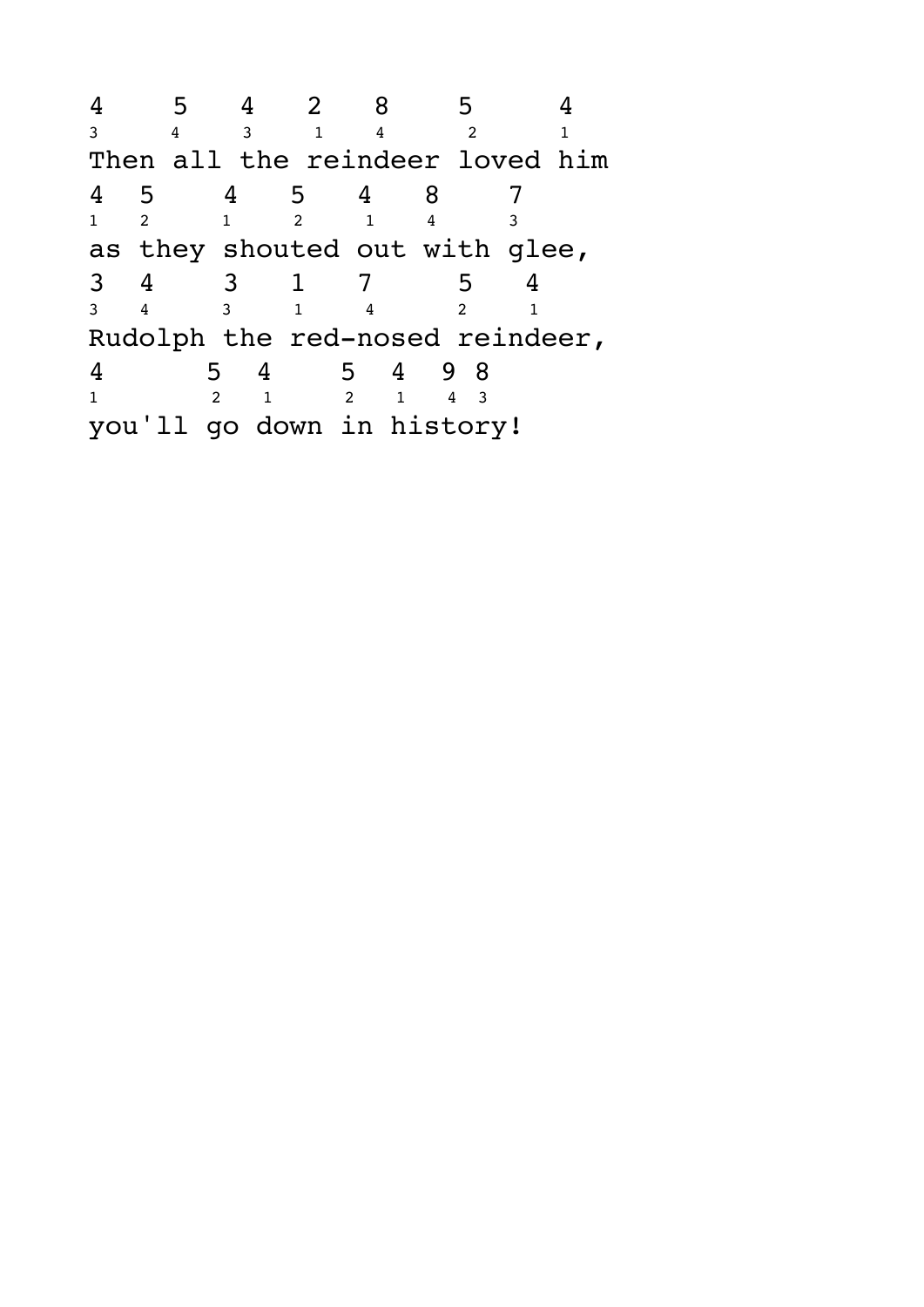```
4    5   4   2   8    5     4
3    4   3   1   4    2     1
Then all the reindeer loved him
4  5    4   5   4   8    7
1  2    1   2   1   4    3
as they shouted out with glee,
3  4    3   1   7     5   4
3  4    3   1   4     2   1
Rudolph the red-nosed reindeer,
4      5  4    5  4  9 8
1      2  1    2  1  4 3
you'll go down in history!
```